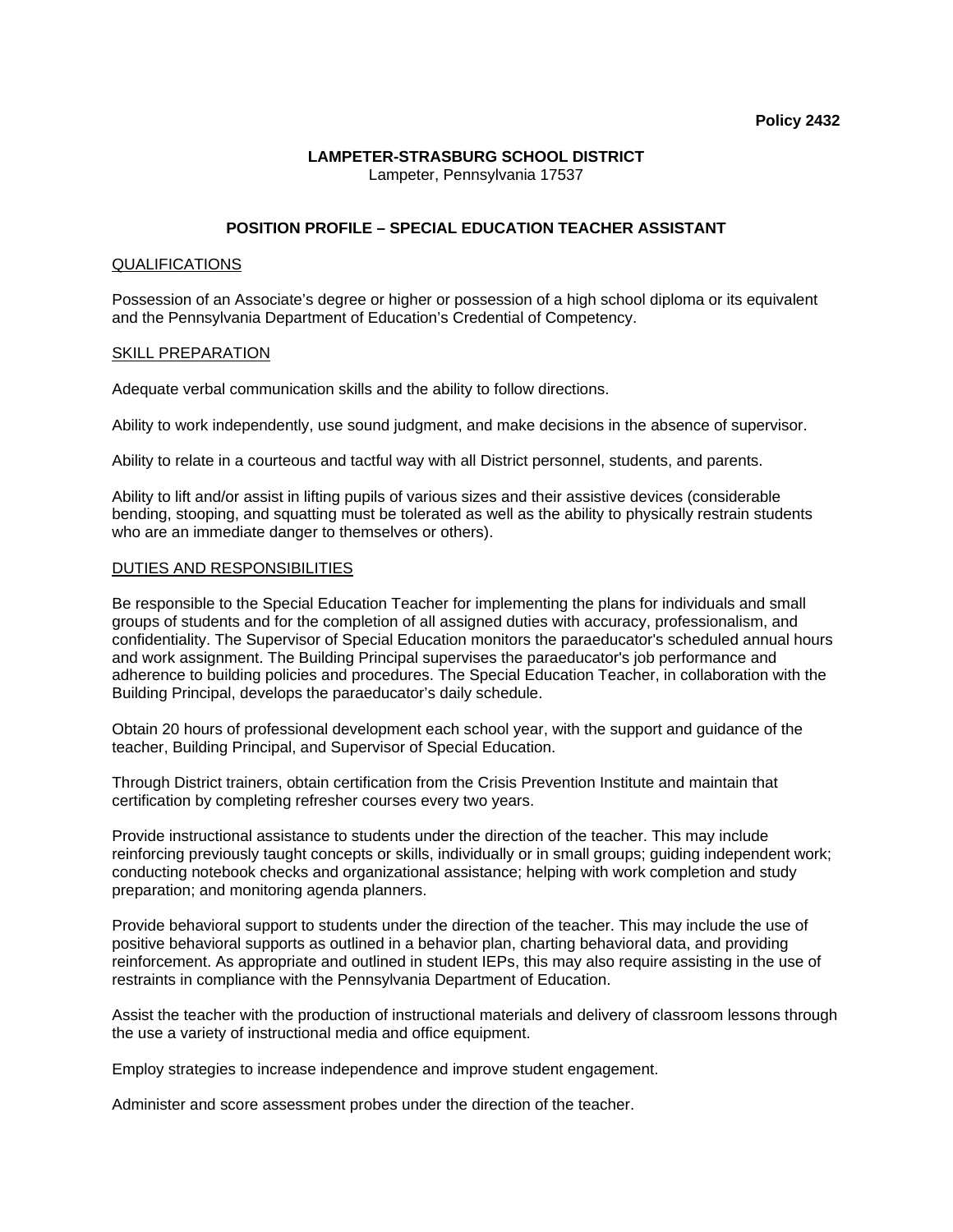**Policy 2432**

**LAMPETER-STRASBURG SCHOOL DISTRICT**
Lampeter, Pennsylvania 17537

# POSITION PROFILE – SPECIAL EDUCATION TEACHER ASSISTANT

## QUALIFICATIONS

Possession of an Associate's degree or higher or possession of a high school diploma or its equivalent and the Pennsylvania Department of Education's Credential of Competency.

## SKILL PREPARATION

Adequate verbal communication skills and the ability to follow directions.

Ability to work independently, use sound judgment, and make decisions in the absence of supervisor.

Ability to relate in a courteous and tactful way with all District personnel, students, and parents.

Ability to lift and/or assist in lifting pupils of various sizes and their assistive devices (considerable bending, stooping, and squatting must be tolerated as well as the ability to physically restrain students who are an immediate danger to themselves or others).

## DUTIES AND RESPONSIBILITIES

Be responsible to the Special Education Teacher for implementing the plans for individuals and small groups of students and for the completion of all assigned duties with accuracy, professionalism, and confidentiality. The Supervisor of Special Education monitors the paraeducator's scheduled annual hours and work assignment. The Building Principal supervises the paraeducator's job performance and adherence to building policies and procedures. The Special Education Teacher, in collaboration with the Building Principal, develops the paraeducator's daily schedule.

Obtain 20 hours of professional development each school year, with the support and guidance of the teacher, Building Principal, and Supervisor of Special Education.

Through District trainers, obtain certification from the Crisis Prevention Institute and maintain that certification by completing refresher courses every two years.

Provide instructional assistance to students under the direction of the teacher. This may include reinforcing previously taught concepts or skills, individually or in small groups; guiding independent work; conducting notebook checks and organizational assistance; helping with work completion and study preparation; and monitoring agenda planners.

Provide behavioral support to students under the direction of the teacher. This may include the use of positive behavioral supports as outlined in a behavior plan, charting behavioral data, and providing reinforcement. As appropriate and outlined in student IEPs, this may also require assisting in the use of restraints in compliance with the Pennsylvania Department of Education.

Assist the teacher with the production of instructional materials and delivery of classroom lessons through the use a variety of instructional media and office equipment.

Employ strategies to increase independence and improve student engagement.

Administer and score assessment probes under the direction of the teacher.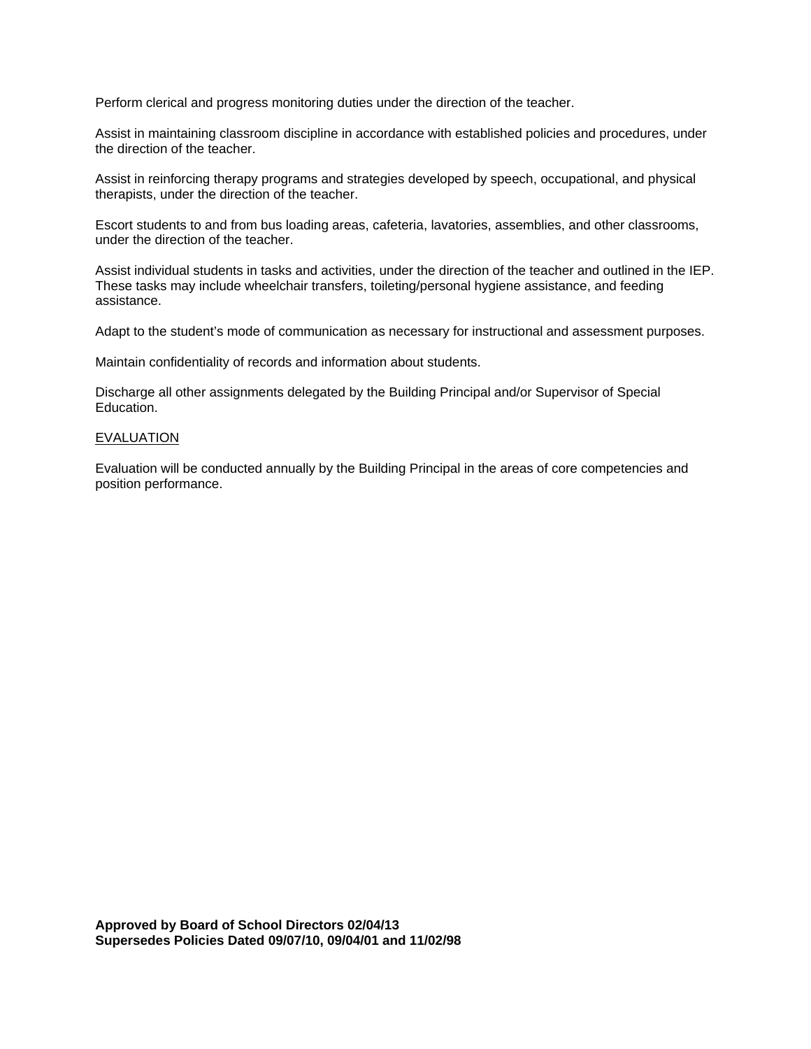Perform clerical and progress monitoring duties under the direction of the teacher.

Assist in maintaining classroom discipline in accordance with established policies and procedures, under the direction of the teacher.

Assist in reinforcing therapy programs and strategies developed by speech, occupational, and physical therapists, under the direction of the teacher.

Escort students to and from bus loading areas, cafeteria, lavatories, assemblies, and other classrooms, under the direction of the teacher.

Assist individual students in tasks and activities, under the direction of the teacher and outlined in the IEP. These tasks may include wheelchair transfers, toileting/personal hygiene assistance, and feeding assistance.

Adapt to the student's mode of communication as necessary for instructional and assessment purposes.

Maintain confidentiality of records and information about students.

Discharge all other assignments delegated by the Building Principal and/or Supervisor of Special Education.

<u>EVALUATION</u>

Evaluation will be conducted annually by the Building Principal in the areas of core competencies and position performance.

**Approved by Board of School Directors 02/04/13**
**Supersedes Policies Dated 09/07/10, 09/04/01 and 11/02/98**